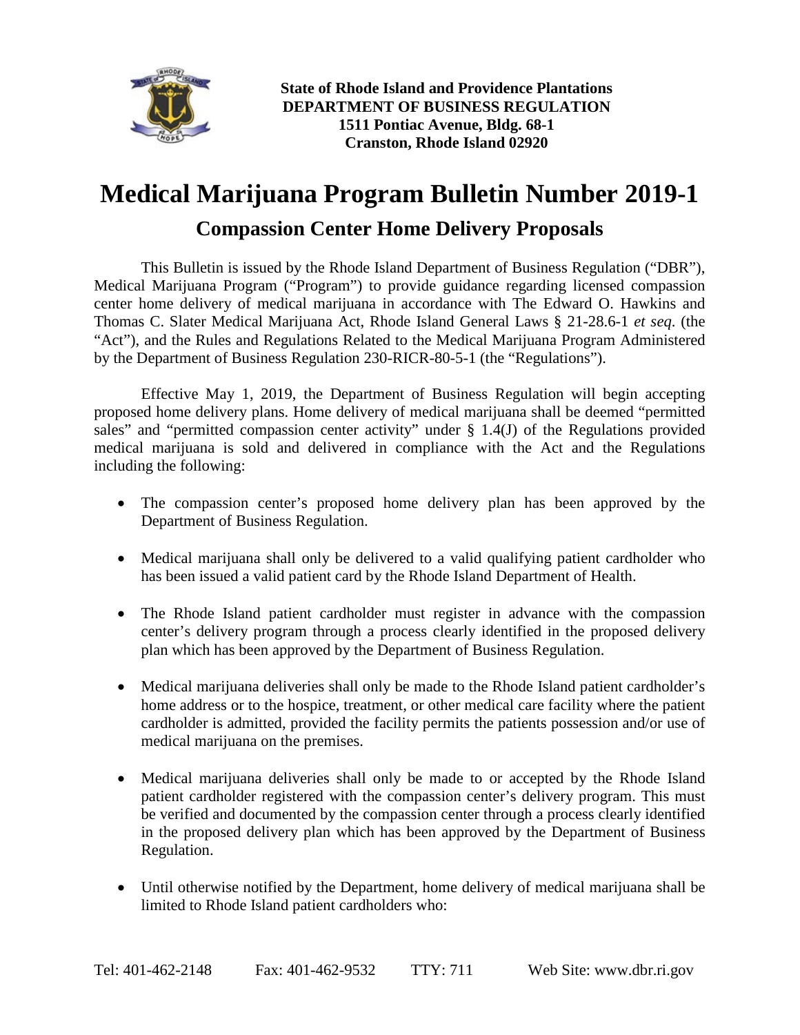**State of Rhode Island and Providence Plantations**
**DEPARTMENT OF BUSINESS REGULATION**
**1511 Pontiac Avenue, Bldg. 68-1**
**Cranston, Rhode Island 02920**

# Medical Marijuana Program Bulletin Number 2019-1

## Compassion Center Home Delivery Proposals

This Bulletin is issued by the Rhode Island Department of Business Regulation ("DBR"), Medical Marijuana Program ("Program") to provide guidance regarding licensed compassion center home delivery of medical marijuana in accordance with The Edward O. Hawkins and Thomas C. Slater Medical Marijuana Act, Rhode Island General Laws § 21-28.6-1 *et seq*. (the "Act"), and the Rules and Regulations Related to the Medical Marijuana Program Administered by the Department of Business Regulation 230-RICR-80-5-1 (the "Regulations").

Effective May 1, 2019, the Department of Business Regulation will begin accepting proposed home delivery plans. Home delivery of medical marijuana shall be deemed "permitted sales" and "permitted compassion center activity" under § 1.4(J) of the Regulations provided medical marijuana is sold and delivered in compliance with the Act and the Regulations including the following:

- The compassion center's proposed home delivery plan has been approved by the Department of Business Regulation.
- Medical marijuana shall only be delivered to a valid qualifying patient cardholder who has been issued a valid patient card by the Rhode Island Department of Health.
- The Rhode Island patient cardholder must register in advance with the compassion center's delivery program through a process clearly identified in the proposed delivery plan which has been approved by the Department of Business Regulation.
- Medical marijuana deliveries shall only be made to the Rhode Island patient cardholder's home address or to the hospice, treatment, or other medical care facility where the patient cardholder is admitted, provided the facility permits the patients possession and/or use of medical marijuana on the premises.
- Medical marijuana deliveries shall only be made to or accepted by the Rhode Island patient cardholder registered with the compassion center's delivery program. This must be verified and documented by the compassion center through a process clearly identified in the proposed delivery plan which has been approved by the Department of Business Regulation.
- Until otherwise notified by the Department, home delivery of medical marijuana shall be limited to Rhode Island patient cardholders who:

Tel: 401-462-2148 Fax: 401-462-9532 TTY: 711 Web Site: www.dbr.ri.gov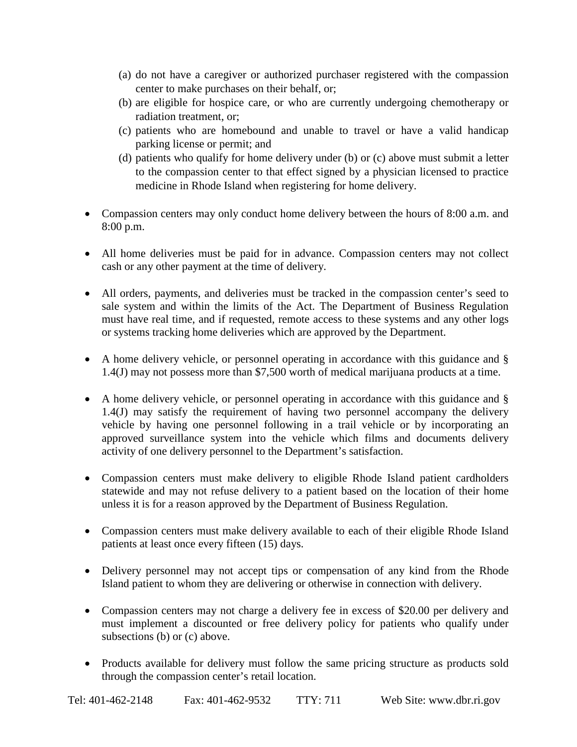(a) do not have a caregiver or authorized purchaser registered with the compassion center to make purchases on their behalf, or;
(b) are eligible for hospice care, or who are currently undergoing chemotherapy or radiation treatment, or;
(c) patients who are homebound and unable to travel or have a valid handicap parking license or permit; and
(d) patients who qualify for home delivery under (b) or (c) above must submit a letter to the compassion center to that effect signed by a physician licensed to practice medicine in Rhode Island when registering for home delivery.

- Compassion centers may only conduct home delivery between the hours of 8:00 a.m. and 8:00 p.m.

- All home deliveries must be paid for in advance. Compassion centers may not collect cash or any other payment at the time of delivery.

- All orders, payments, and deliveries must be tracked in the compassion center's seed to sale system and within the limits of the Act. The Department of Business Regulation must have real time, and if requested, remote access to these systems and any other logs or systems tracking home deliveries which are approved by the Department.

- A home delivery vehicle, or personnel operating in accordance with this guidance and § 1.4(J) may not possess more than $7,500 worth of medical marijuana products at a time.

- A home delivery vehicle, or personnel operating in accordance with this guidance and § 1.4(J) may satisfy the requirement of having two personnel accompany the delivery vehicle by having one personnel following in a trail vehicle or by incorporating an approved surveillance system into the vehicle which films and documents delivery activity of one delivery personnel to the Department's satisfaction.

- Compassion centers must make delivery to eligible Rhode Island patient cardholders statewide and may not refuse delivery to a patient based on the location of their home unless it is for a reason approved by the Department of Business Regulation.

- Compassion centers must make delivery available to each of their eligible Rhode Island patients at least once every fifteen (15) days.

- Delivery personnel may not accept tips or compensation of any kind from the Rhode Island patient to whom they are delivering or otherwise in connection with delivery.

- Compassion centers may not charge a delivery fee in excess of $20.00 per delivery and must implement a discounted or free delivery policy for patients who qualify under subsections (b) or (c) above.

- Products available for delivery must follow the same pricing structure as products sold through the compassion center's retail location.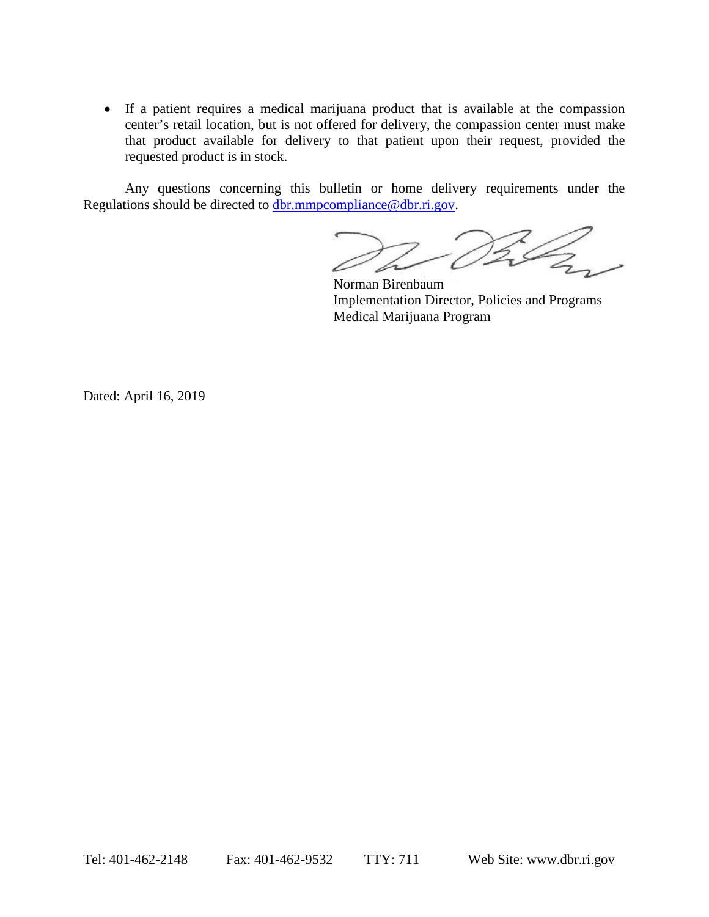- If a patient requires a medical marijuana product that is available at the compassion center's retail location, but is not offered for delivery, the compassion center must make that product available for delivery to that patient upon their request, provided the requested product is in stock.

Any questions concerning this bulletin or home delivery requirements under the Regulations should be directed to dbr.mmpcompliance@dbr.ri.gov.

Norman Birenbaum
Implementation Director, Policies and Programs
Medical Marijuana Program

Dated: April 16, 2019

Tel: 401-462-2148 Fax: 401-462-9532 TTY: 711 Web Site: www.dbr.ri.gov